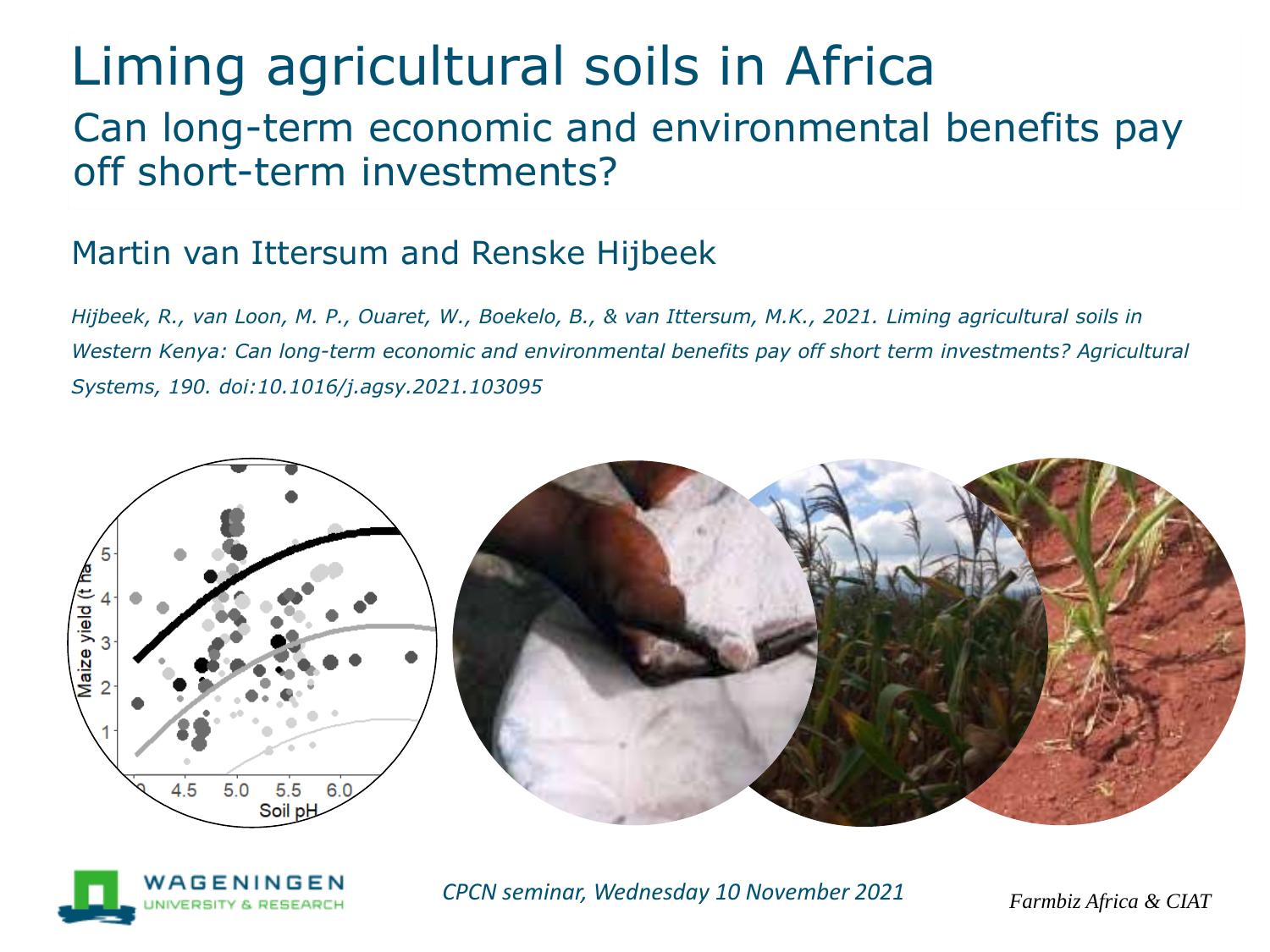# Liming agricultural soils in Africa

## Can long-term economic and environmental benefits pay off short-term investments?

Martin van Ittersum and Renske Hijbeek

*Hijbeek, R., van Loon, M. P., Ouaret, W., Boekelo, B., & van Ittersum, M.K., 2021. Liming agricultural soils in Western Kenya: Can long-term economic and environmental benefits pay off short term investments? Agricultural Systems, 190. doi:10.1016/j.agsy.2021.103095*

*CPCN seminar, Wednesday 10 November 2021*

*Farmbiz Africa & CIAT*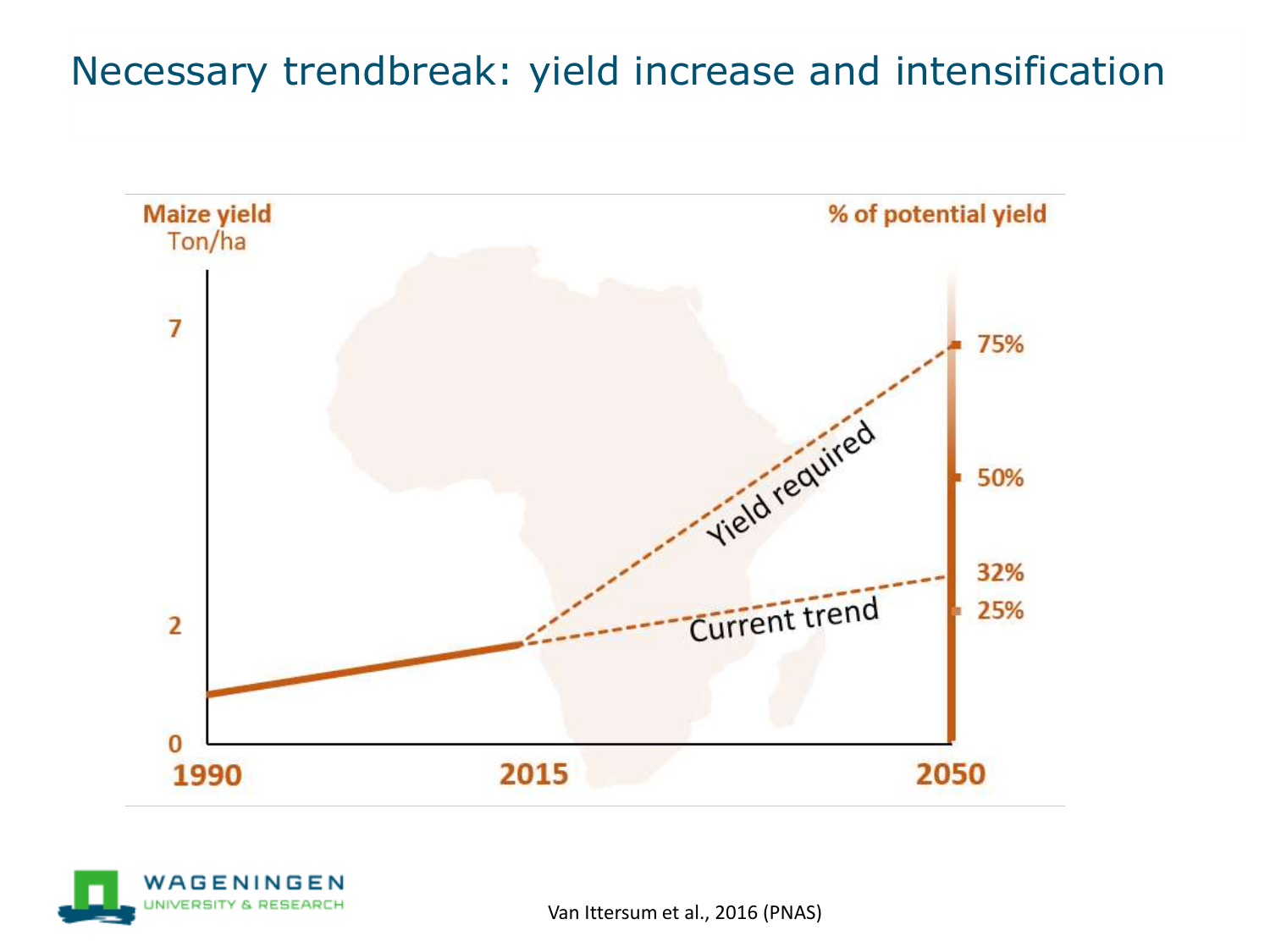# Necessary trendbreak: yield increase and intensification

Maize yield
Ton/ha

% of potential yield

7

2

0

1990

2015

2050

75%

50%

32%

25%

Yield required

Current trend

Van Ittersum et al., 2016 (PNAS)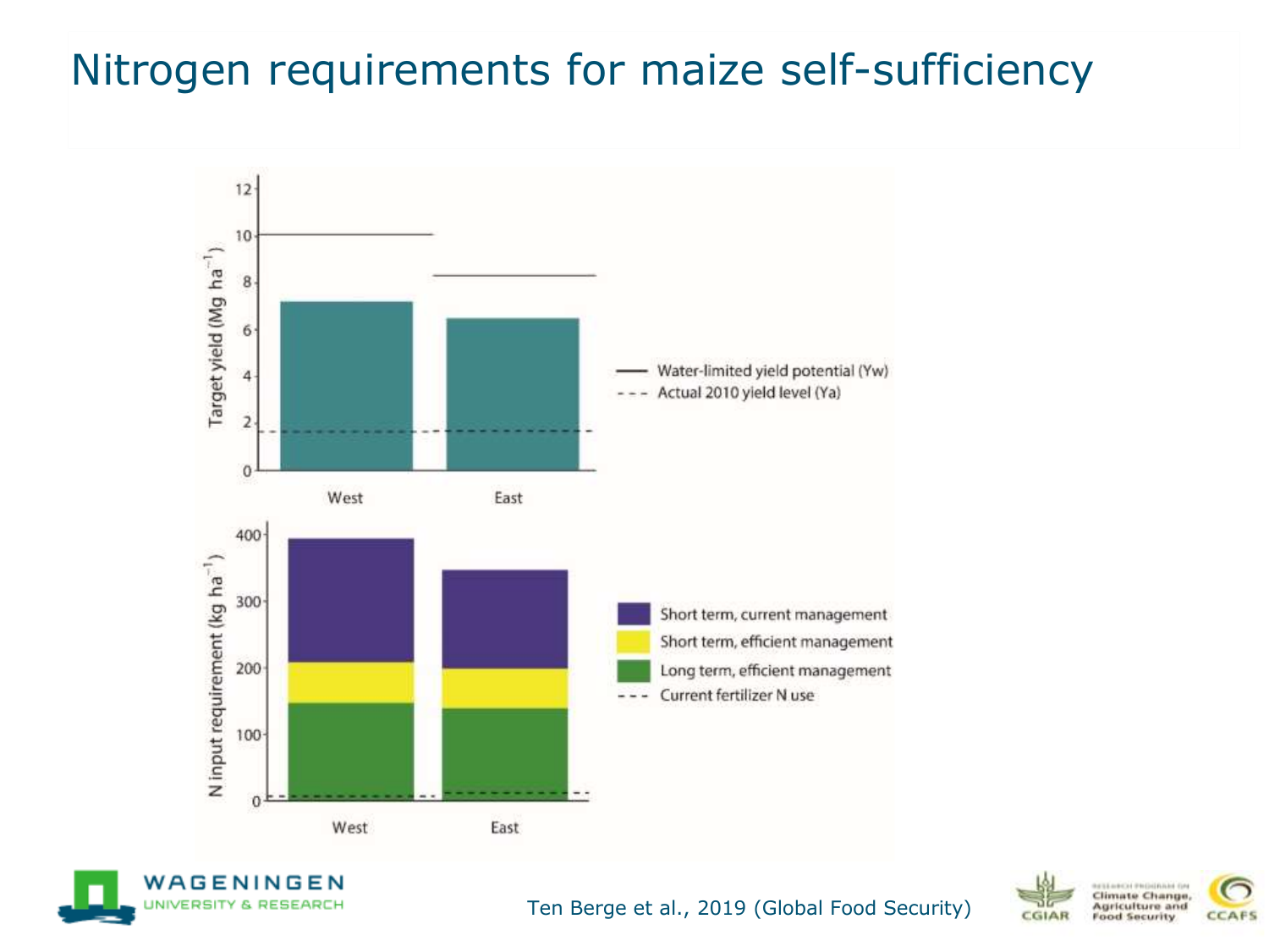# Nitrogen requirements for maize self-sufficiency

Ten Berge et al., 2019 (Global Food Security)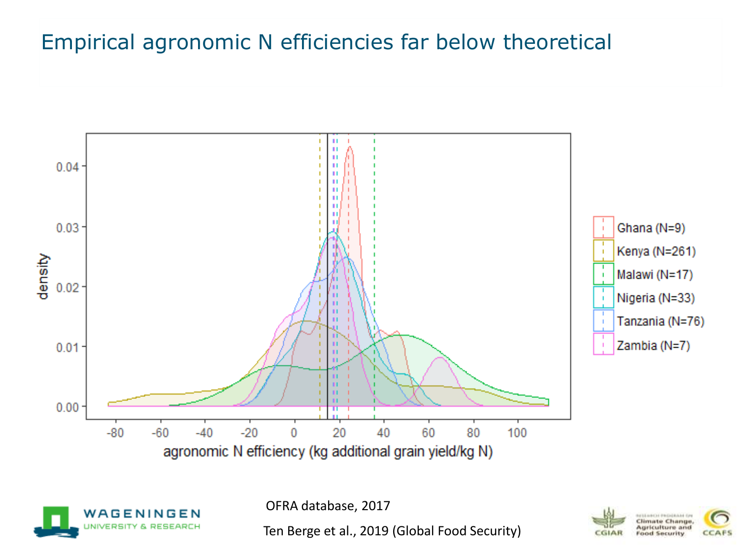# Empirical agronomic N efficiencies far below theoretical

OFRA database, 2017

Ten Berge et al., 2019 (Global Food Security)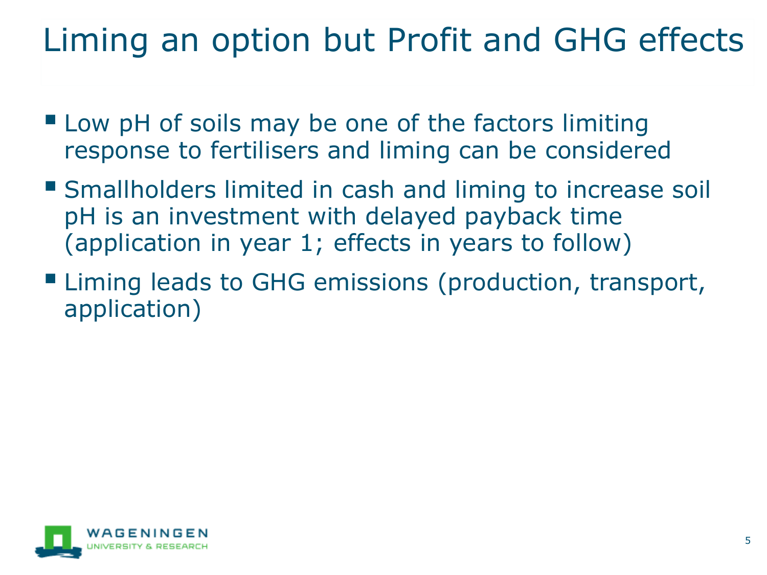# Liming an option but Profit and GHG effects

- Low pH of soils may be one of the factors limiting response to fertilisers and liming can be considered
- Smallholders limited in cash and liming to increase soil pH is an investment with delayed payback time (application in year 1; effects in years to follow)
- Liming leads to GHG emissions (production, transport, application)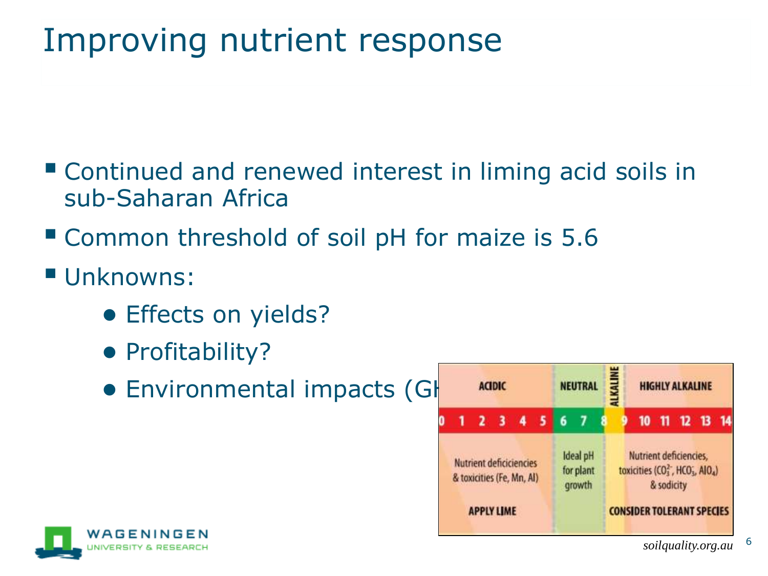# Improving nutrient response

- Continued and renewed interest in liming acid soils in sub-Saharan Africa
- Common threshold of soil pH for maize is 5.6
- Unknowns:
  - Effects on yields?
  - Profitability?
  - Environmental impacts (GH

| ACIDIC | NEUTRAL | ALKALINE | HIGHLY ALKALINE |
|---|---|---|---|
| 0 1 2 3 4 5 | 6 7 | 8 9 | 10 11 12 13 14 |
| Nutrient deficiciencies & toxicities (Fe, Mn, Al) | Ideal pH for plant growth | | Nutrient deficiencies, toxicities ($CO_3^{2-}$, $HCO_3^-$, $AlO_4$) & sodicity |
| APPLY LIME | | | CONSIDER TOLERANT SPECIES |

*soilquality.org.au*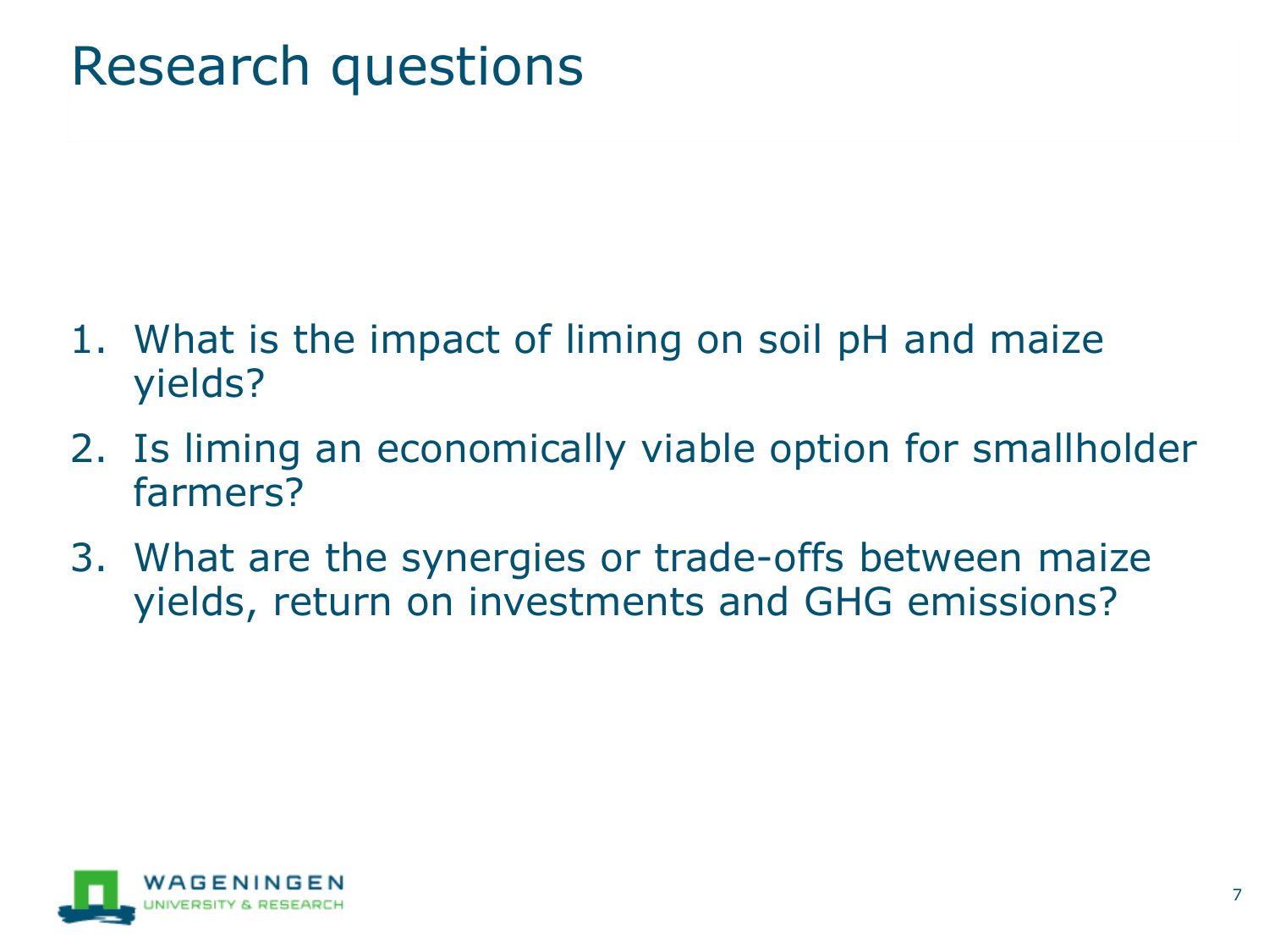# Research questions

1. What is the impact of liming on soil pH and maize yields?
2. Is liming an economically viable option for smallholder farmers?
3. What are the synergies or trade-offs between maize yields, return on investments and GHG emissions?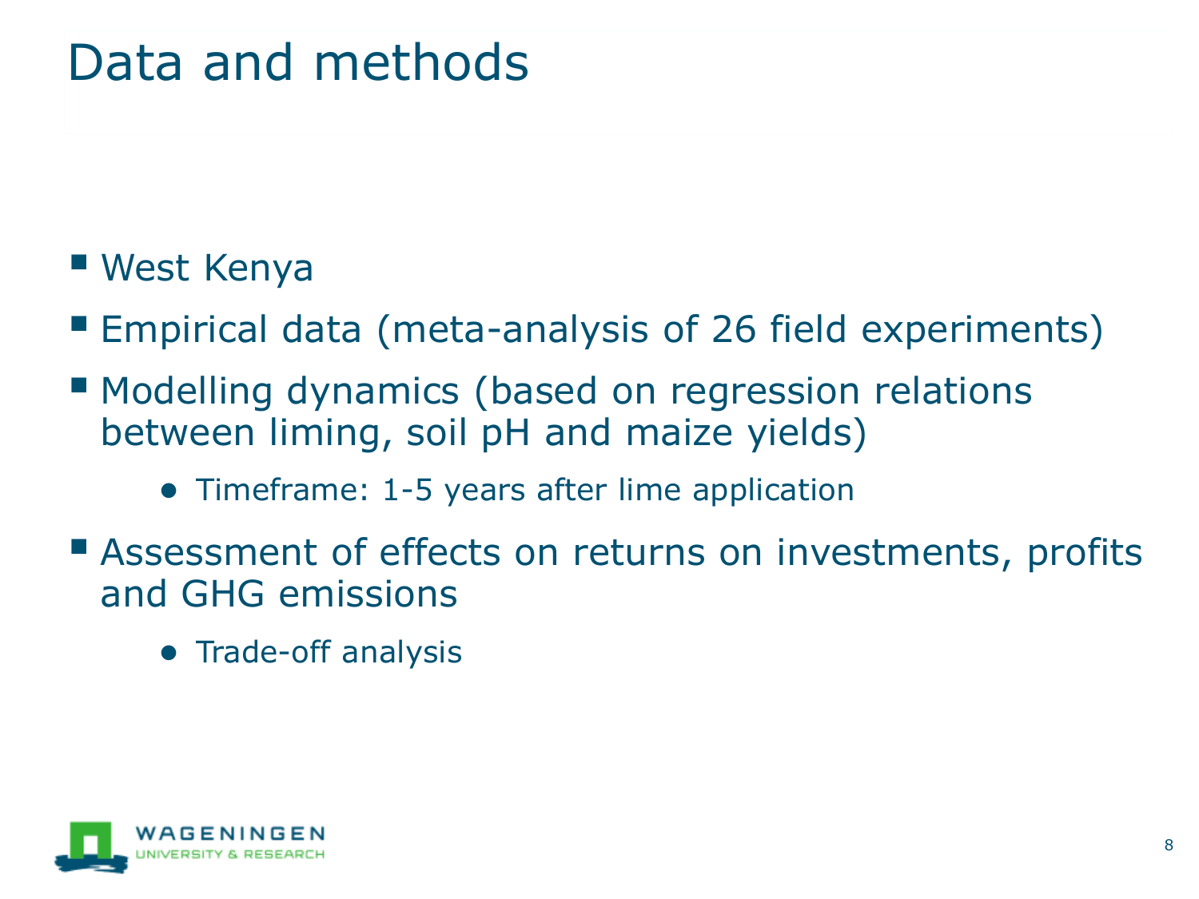# Data and methods

- West Kenya
- Empirical data (meta-analysis of 26 field experiments)
- Modelling dynamics (based on regression relations between liming, soil pH and maize yields)
  - Timeframe: 1-5 years after lime application
- Assessment of effects on returns on investments, profits and GHG emissions
  - Trade-off analysis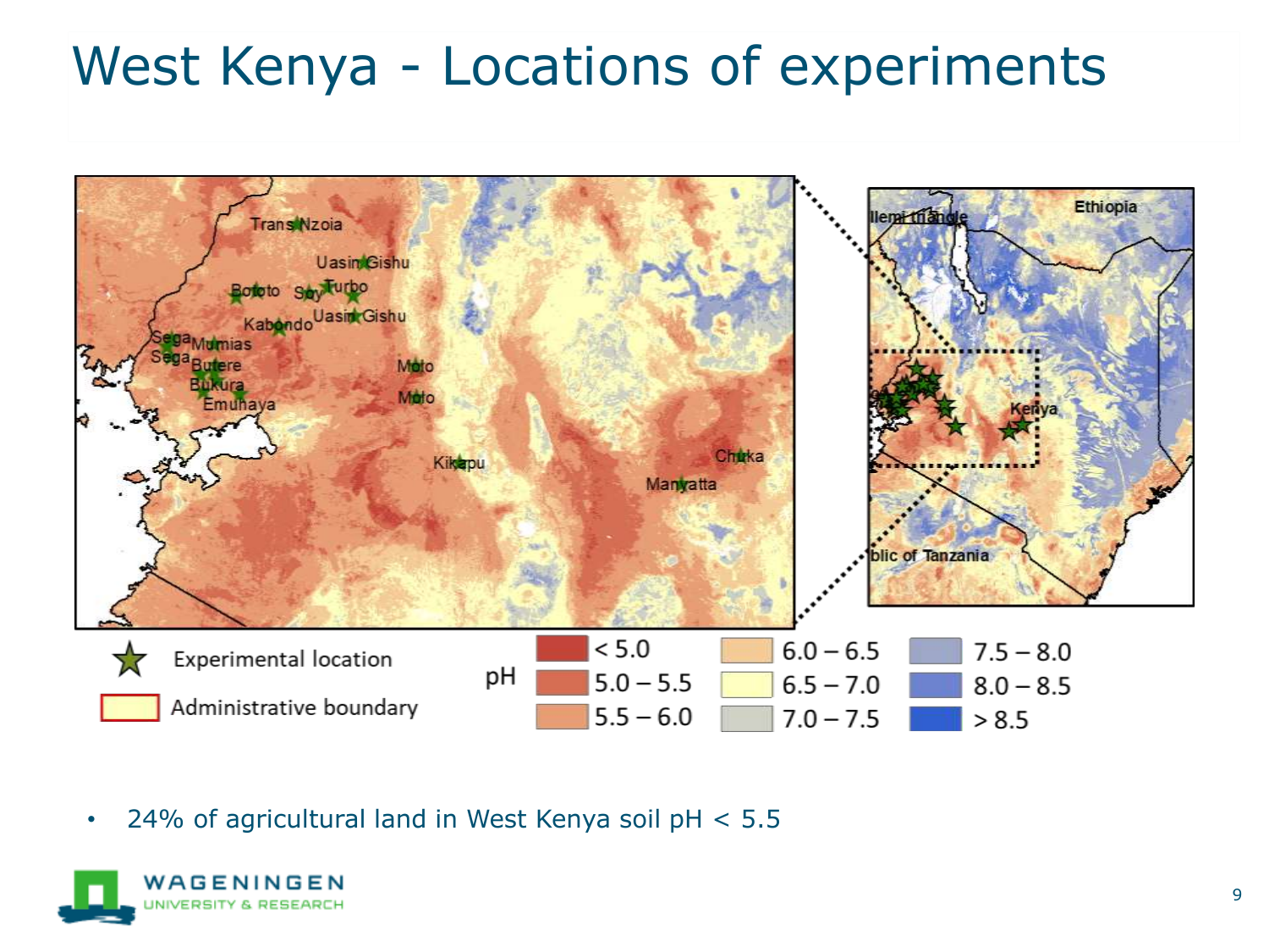# West Kenya - Locations of experiments

- 24% of agricultural land in West Kenya soil pH < 5.5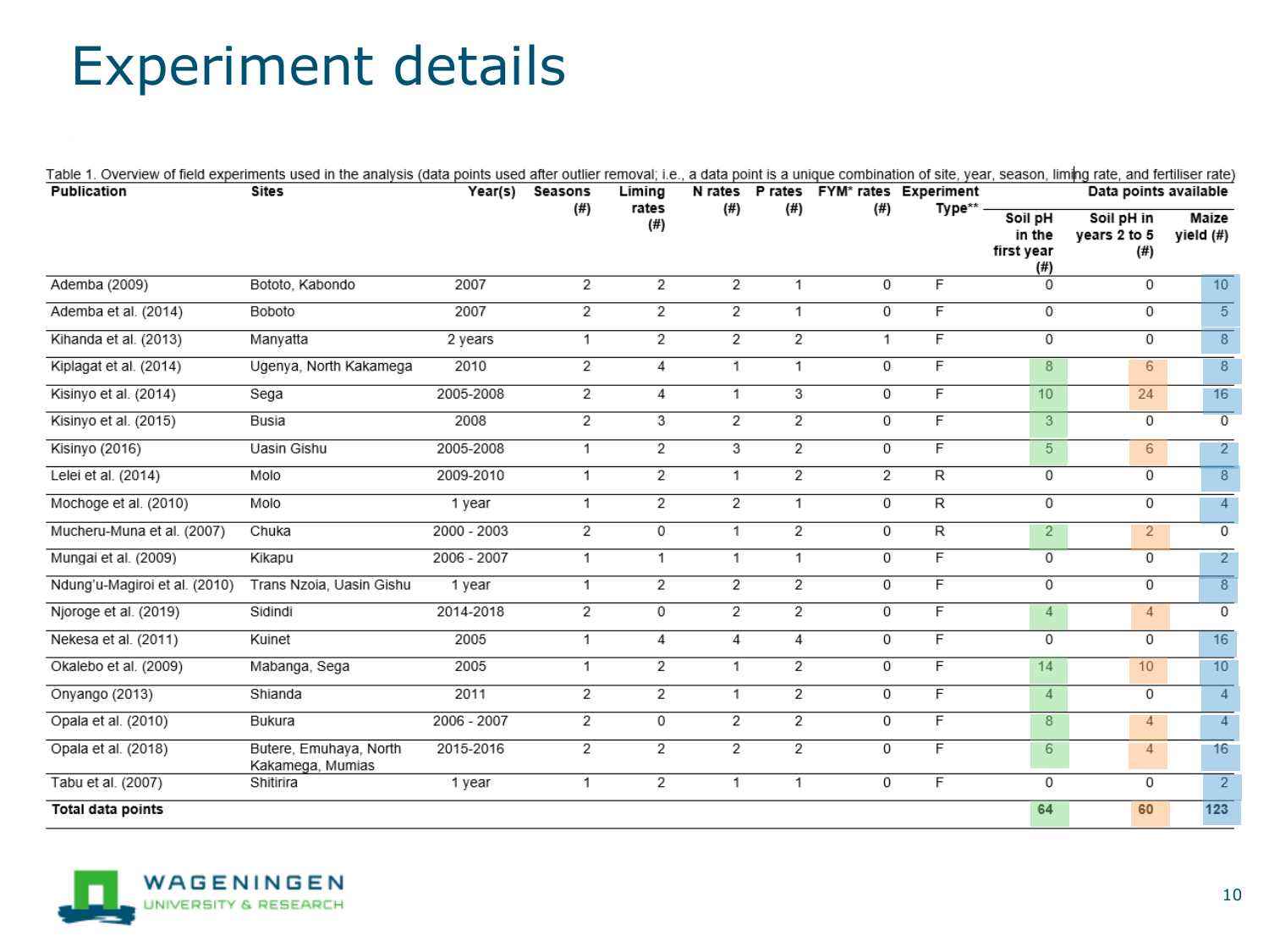# Experiment details

Table 1. Overview of field experiments used in the analysis (data points used after outlier removal; i.e., a data point is a unique combination of site, year, season, liming rate, and fertiliser rate)

| Publication | Sites | Year(s) | Seasons (#) | Liming rates (#) | N rates (#) | P rates (#) | FYM* rates (#) | Experiment Type** | Data points available | | |
|---|---|---|---|---|---|---|---|---|---|---|---|
| | | | | | | | | | Soil pH in the first year (#) | Soil pH in years 2 to 5 (#) | Maize yield (#) |
| Ademba (2009) | Bototo, Kabondo | 2007 | 2 | 2 | 2 | 1 | 0 | F | 0 | 0 | 10 |
| Ademba et al. (2014) | Boboto | 2007 | 2 | 2 | 2 | 1 | 0 | F | 0 | 0 | 5 |
| Kihanda et al. (2013) | Manyatta | 2 years | 1 | 2 | 2 | 2 | 1 | F | 0 | 0 | 8 |
| Kiplagat et al. (2014) | Ugenya, North Kakamega | 2010 | 2 | 4 | 1 | 1 | 0 | F | 8 | 6 | 8 |
| Kisinyo et al. (2014) | Sega | 2005-2008 | 2 | 4 | 1 | 3 | 0 | F | 10 | 24 | 16 |
| Kisinyo et al. (2015) | Busia | 2008 | 2 | 3 | 2 | 2 | 0 | F | 3 | 0 | 0 |
| Kisinyo (2016) | Uasin Gishu | 2005-2008 | 1 | 2 | 3 | 2 | 0 | F | 5 | 6 | 2 |
| Lelei et al. (2014) | Molo | 2009-2010 | 1 | 2 | 1 | 2 | 2 | R | 0 | 0 | 8 |
| Mochoge et al. (2010) | Molo | 1 year | 1 | 2 | 2 | 1 | 0 | R | 0 | 0 | 4 |
| Mucheru-Muna et al. (2007) | Chuka | 2000 - 2003 | 2 | 0 | 1 | 2 | 0 | R | 2 | 2 | 0 |
| Mungai et al. (2009) | Kikapu | 2006 - 2007 | 1 | 1 | 1 | 1 | 0 | F | 0 | 0 | 2 |
| Ndung'u-Magiroi et al. (2010) | Trans Nzoia, Uasin Gishu | 1 year | 1 | 2 | 2 | 2 | 0 | F | 0 | 0 | 8 |
| Njoroge et al. (2019) | Sidindi | 2014-2018 | 2 | 0 | 2 | 2 | 0 | F | 4 | 4 | 0 |
| Nekesa et al. (2011) | Kuinet | 2005 | 1 | 4 | 4 | 4 | 0 | F | 0 | 0 | 16 |
| Okalebo et al. (2009) | Mabanga, Sega | 2005 | 1 | 2 | 1 | 2 | 0 | F | 14 | 10 | 10 |
| Onyango (2013) | Shianda | 2011 | 2 | 2 | 1 | 2 | 0 | F | 4 | 0 | 4 |
| Opala et al. (2010) | Bukura | 2006 - 2007 | 2 | 0 | 2 | 2 | 0 | F | 8 | 4 | 4 |
| Opala et al. (2018) | Butere, Emuhaya, North Kakamega, Mumias | 2015-2016 | 2 | 2 | 2 | 2 | 0 | F | 6 | 4 | 16 |
| Tabu et al. (2007) | Shitirira | 1 year | 1 | 2 | 1 | 1 | 0 | F | 0 | 0 | 2 |
| **Total data points** | | | | | | | | | **64** | **60** | **123** |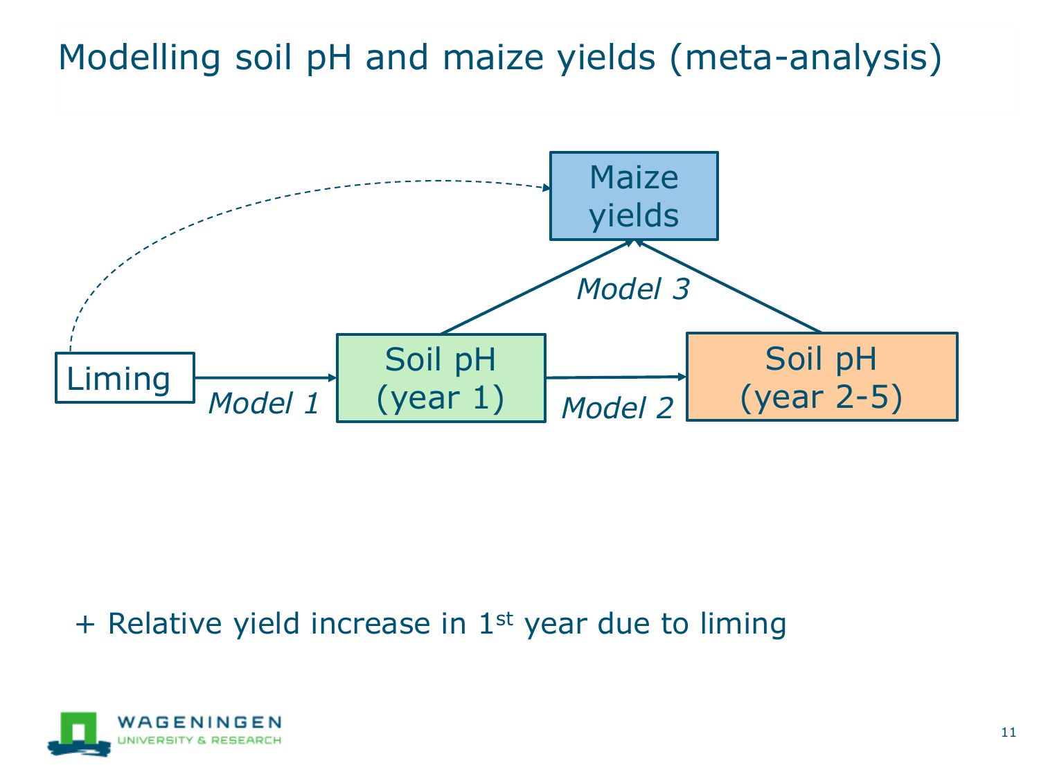# Modelling soil pH and maize yields (meta-analysis)

Maize yields

Model 3

Liming → *Model 1* → Soil pH (year 1) → *Model 2* → Soil pH (year 2-5)

+ Relative yield increase in 1st year due to liming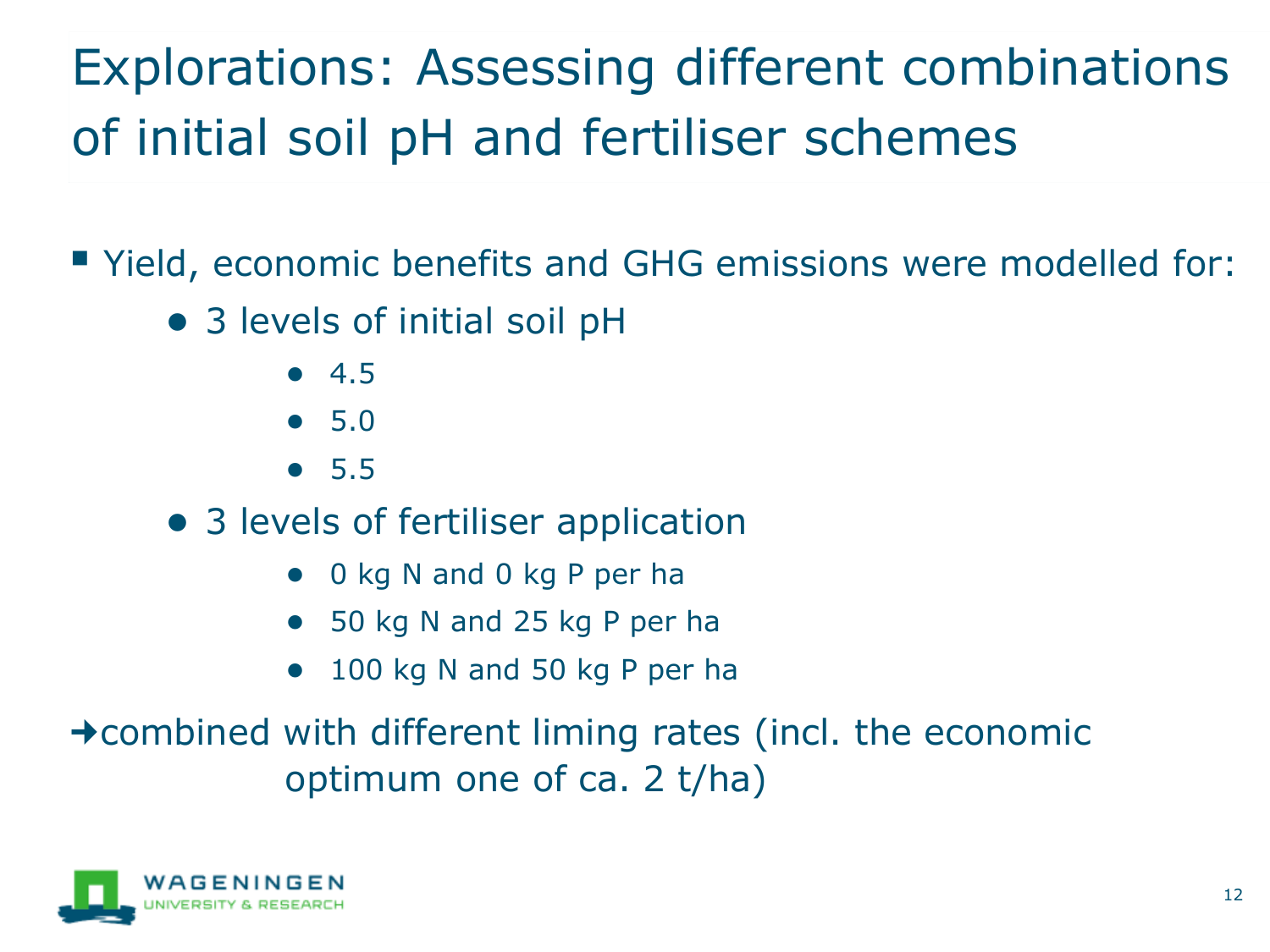# Explorations: Assessing different combinations of initial soil pH and fertiliser schemes

- Yield, economic benefits and GHG emissions were modelled for:
  - 3 levels of initial soil pH
    - 4.5
    - 5.0
    - 5.5
  - 3 levels of fertiliser application
    - 0 kg N and 0 kg P per ha
    - 50 kg N and 25 kg P per ha
    - 100 kg N and 50 kg P per ha

→combined with different liming rates (incl. the economic optimum one of ca. 2 t/ha)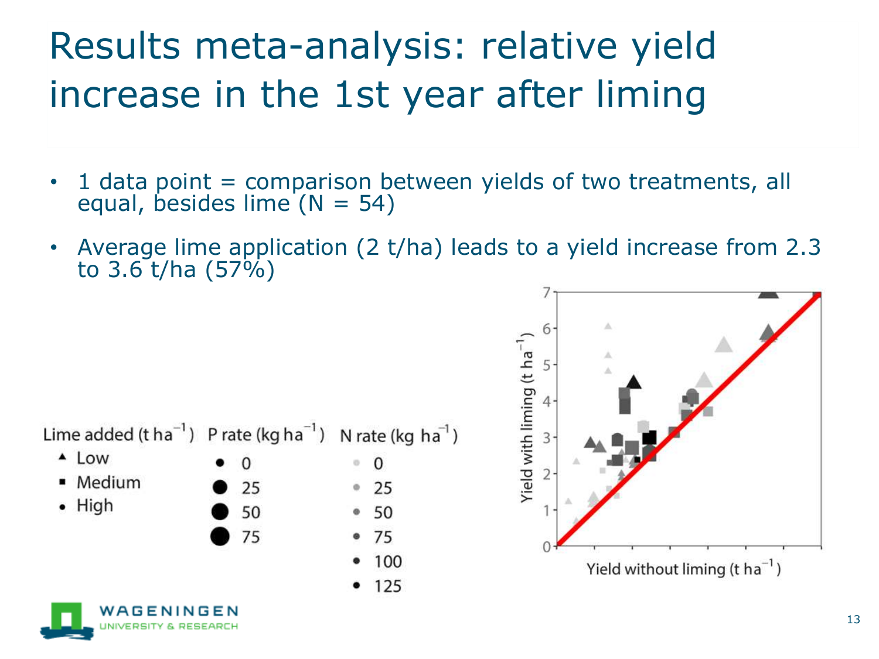# Results meta-analysis: relative yield increase in the 1st year after liming

- 1 data point = comparison between yields of two treatments, all equal, besides lime (N = 54)
- Average lime application (2 t/ha) leads to a yield increase from 2.3 to 3.6 t/ha (57%)

Lime added ($t\ ha^{-1}$): Low, Medium, High

P rate ($kg\ ha^{-1}$): 0, 25, 50, 75

N rate ($kg\ ha^{-1}$): 0, 25, 50, 75, 100, 125

Yield with liming ($t\ ha^{-1}$) vs. Yield without liming ($t\ ha^{-1}$)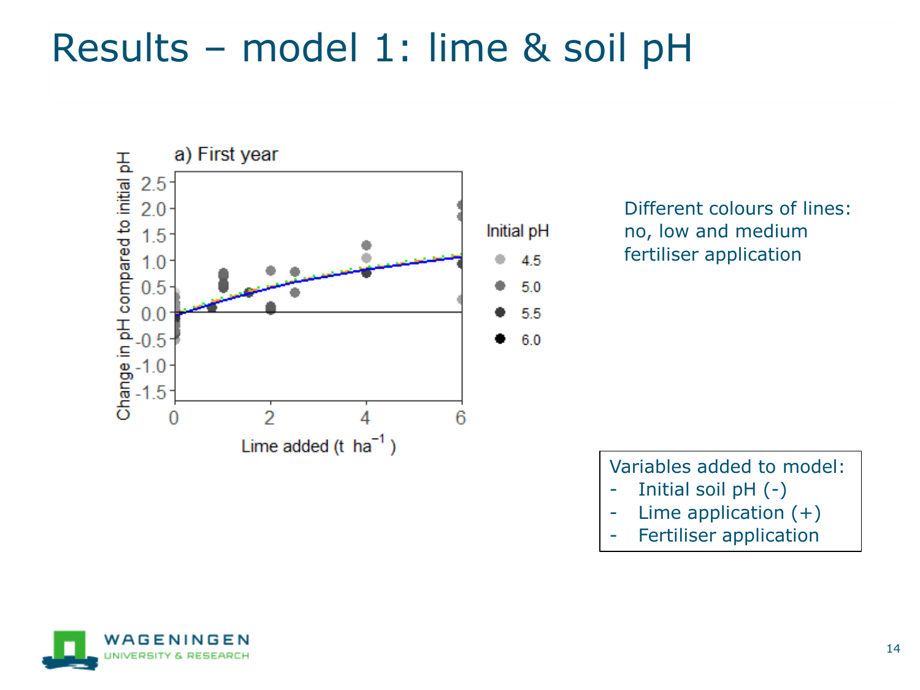# Results – model 1: lime & soil pH

a) First year

Different colours of lines: no, low and medium fertiliser application

Variables added to model:

- Initial soil pH (-)
- Lime application (+)
- Fertiliser application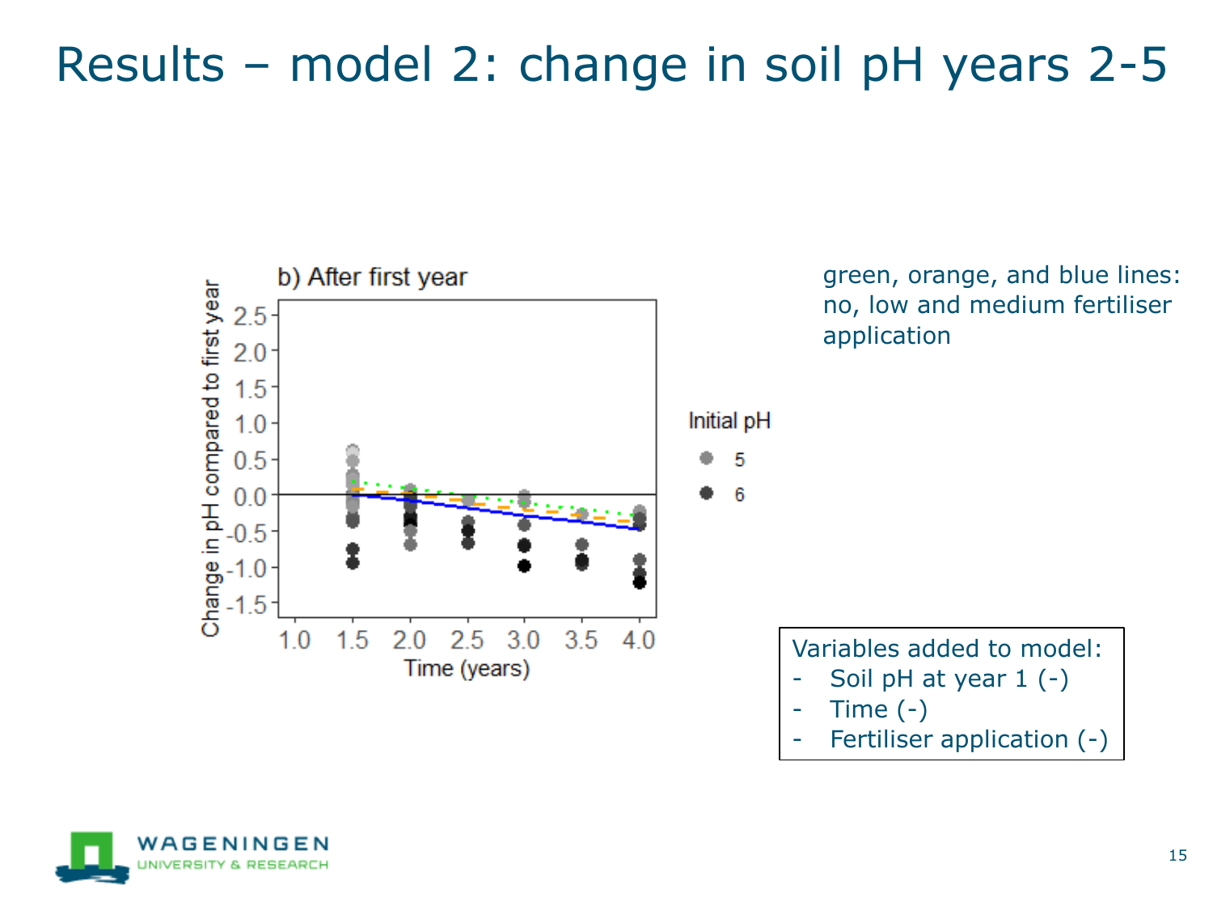# Results – model 2: change in soil pH years 2-5

green, orange, and blue lines: no, low and medium fertiliser application

Variables added to model:

- Soil pH at year 1 (-)
- Time (-)
- Fertiliser application (-)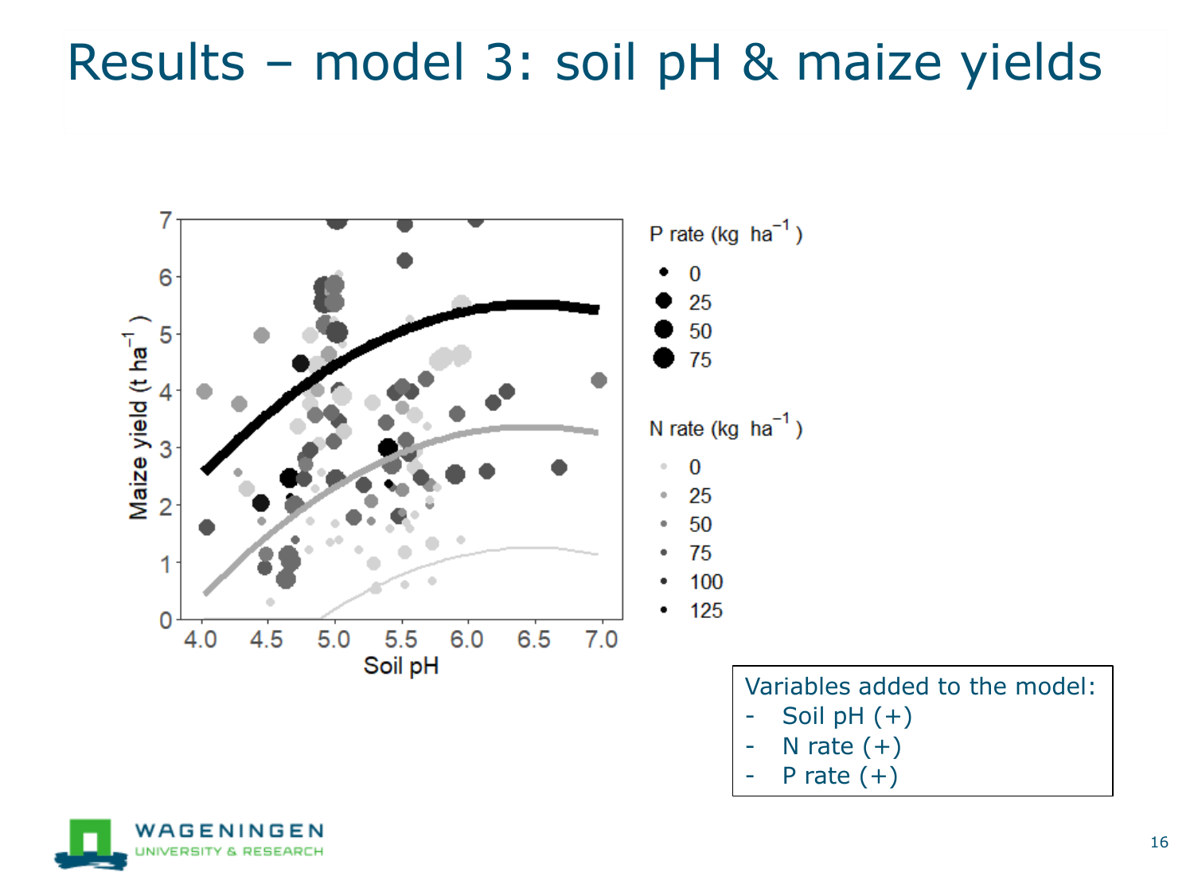# Results – model 3: soil pH & maize yields

Variables added to the model:

- Soil pH (+)
- N rate (+)
- P rate (+)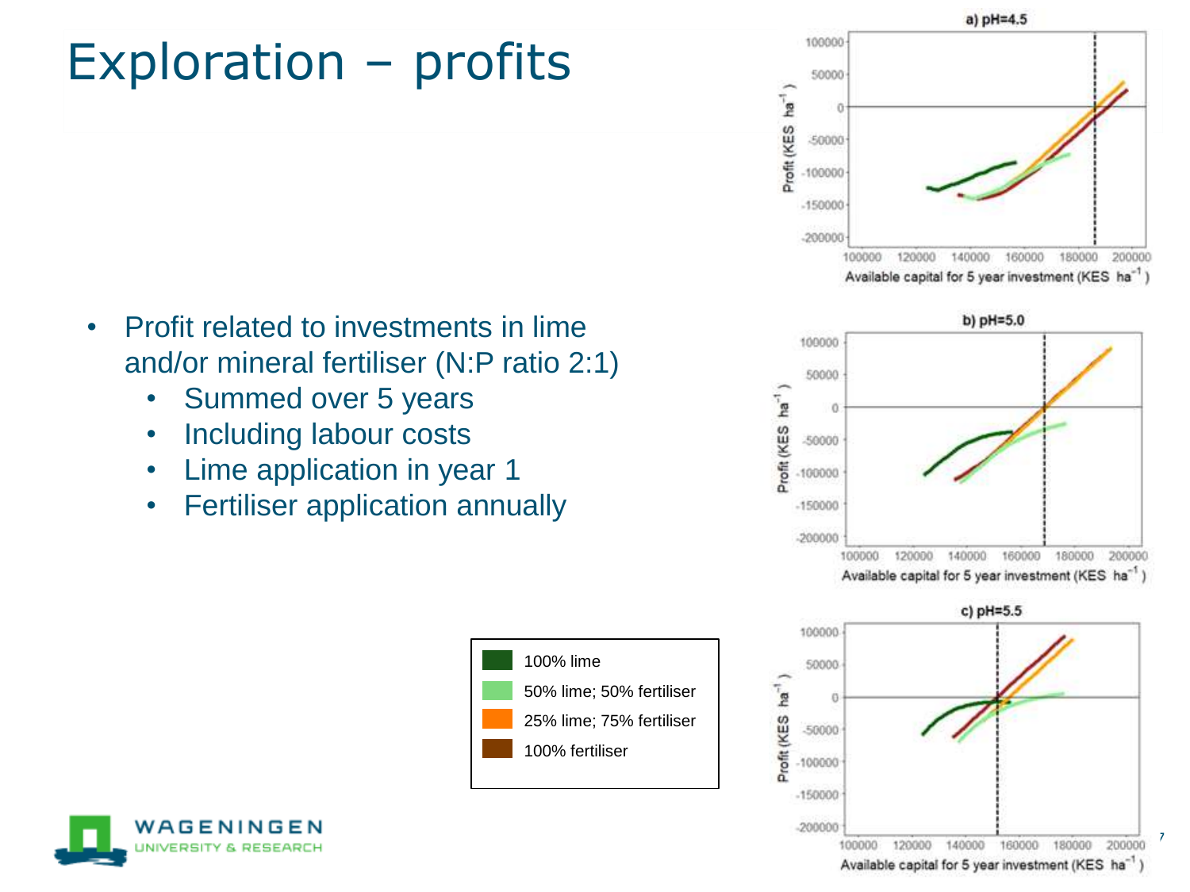# Exploration – profits

- Profit related to investments in lime and/or mineral fertiliser (N:P ratio 2:1)
  - Summed over 5 years
  - Including labour costs
  - Lime application in year 1
  - Fertiliser application annually

100% lime
50% lime; 50% fertiliser
25% lime; 75% fertiliser
100% fertiliser

a) pH=4.5

b) pH=5.0

c) pH=5.5

Profit (KES ha$^{-1}$)

Available capital for 5 year investment (KES ha$^{-1}$)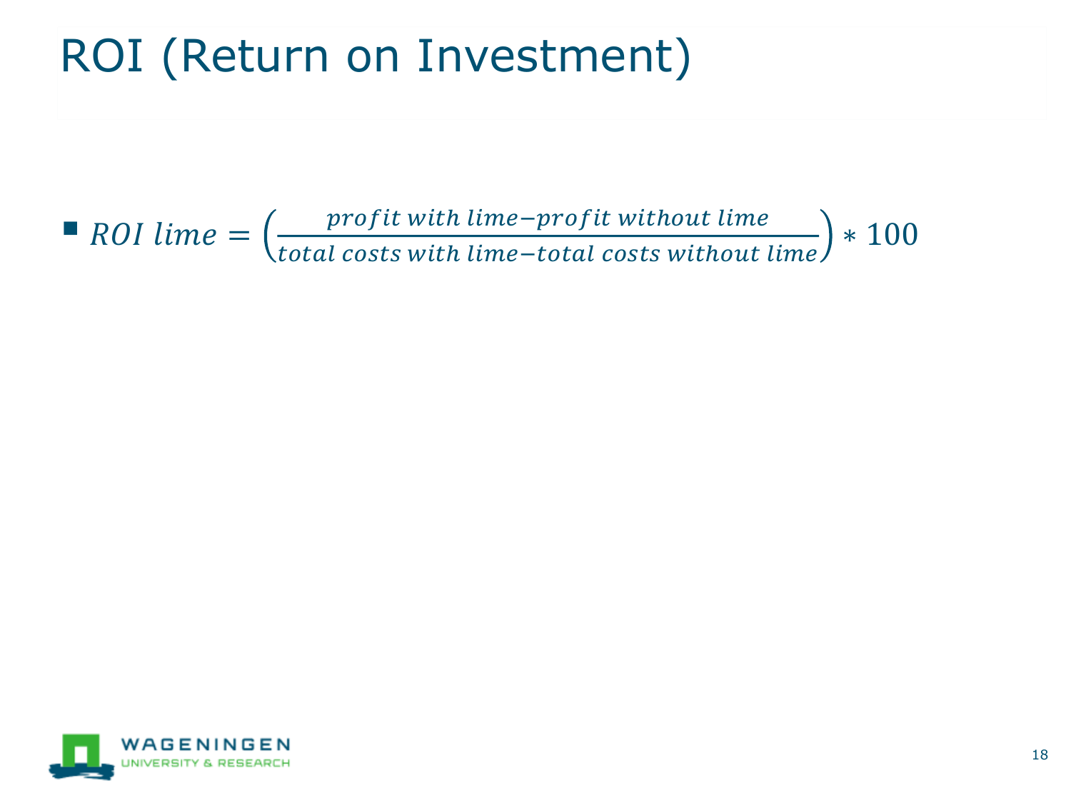# ROI (Return on Investment)

- $ROI\ lime = \left(\frac{profit\ with\ lime - profit\ without\ lime}{total\ costs\ with\ lime - total\ costs\ without\ lime}\right) * 100$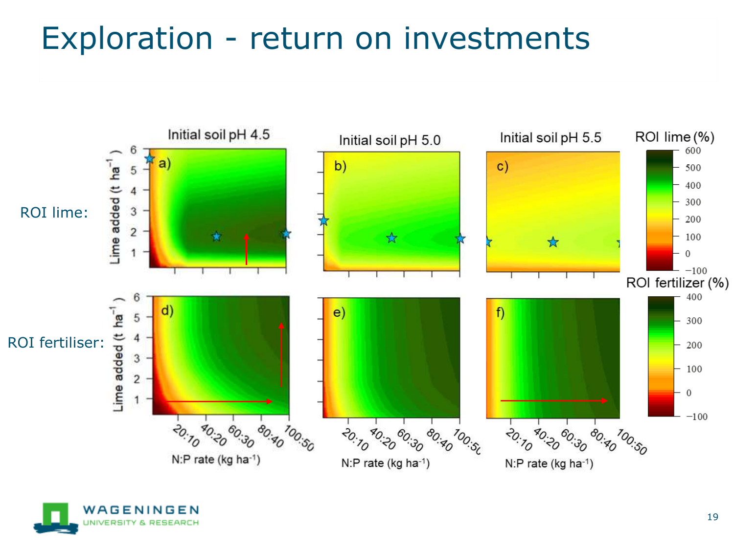# Exploration - return on investments

ROI lime:

ROI fertiliser: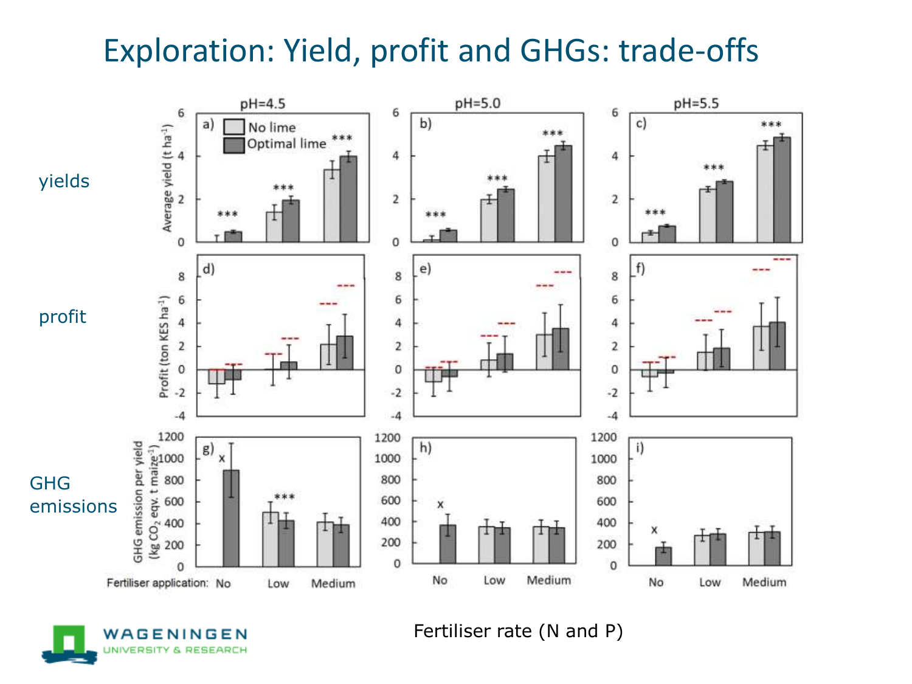# Exploration: Yield, profit and GHGs: trade-offs

yields

profit

GHG emissions

Fertiliser rate (N and P)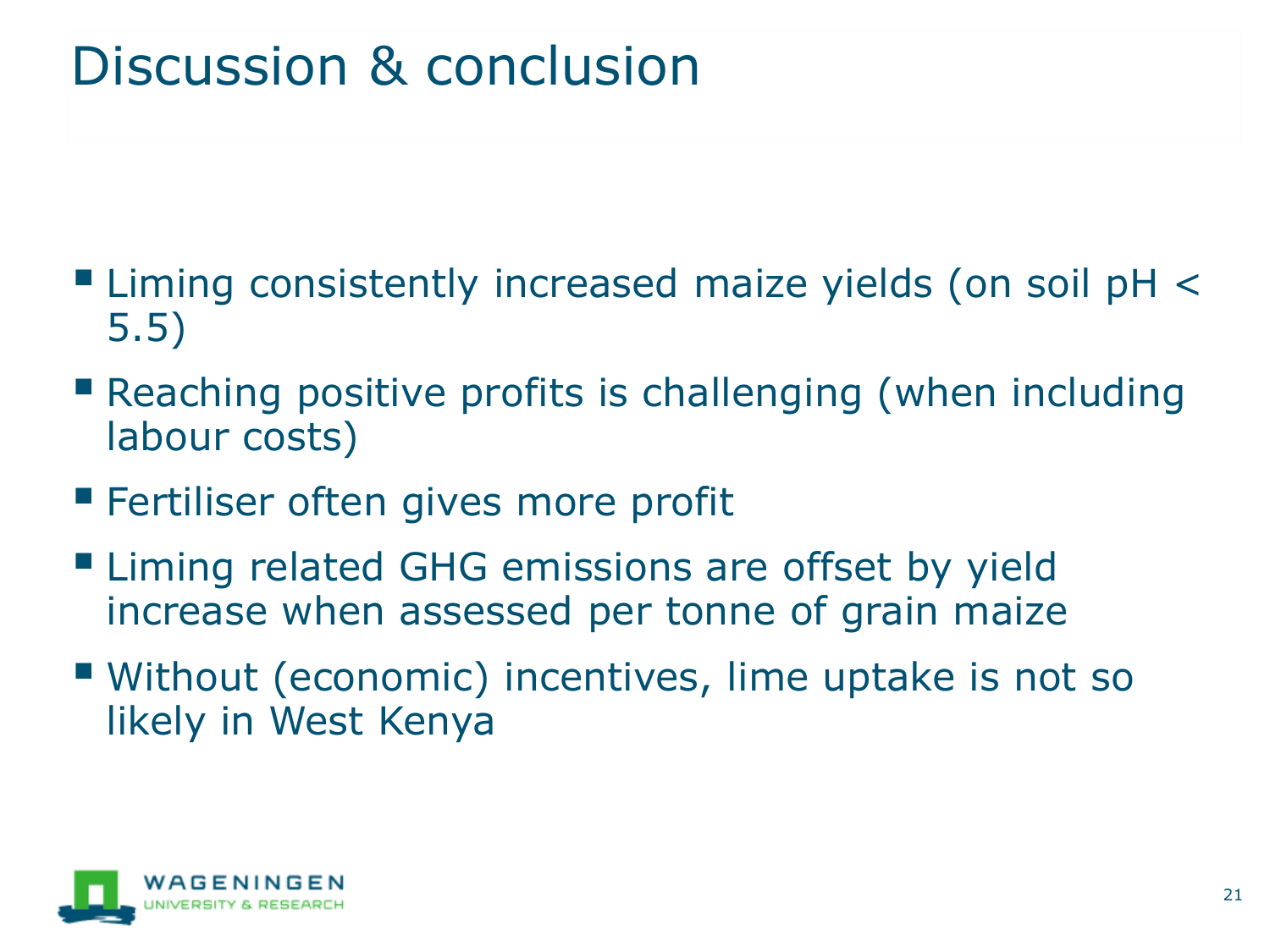# Discussion & conclusion

- Liming consistently increased maize yields (on soil pH < 5.5)
- Reaching positive profits is challenging (when including labour costs)
- Fertiliser often gives more profit
- Liming related GHG emissions are offset by yield increase when assessed per tonne of grain maize
- Without (economic) incentives, lime uptake is not so likely in West Kenya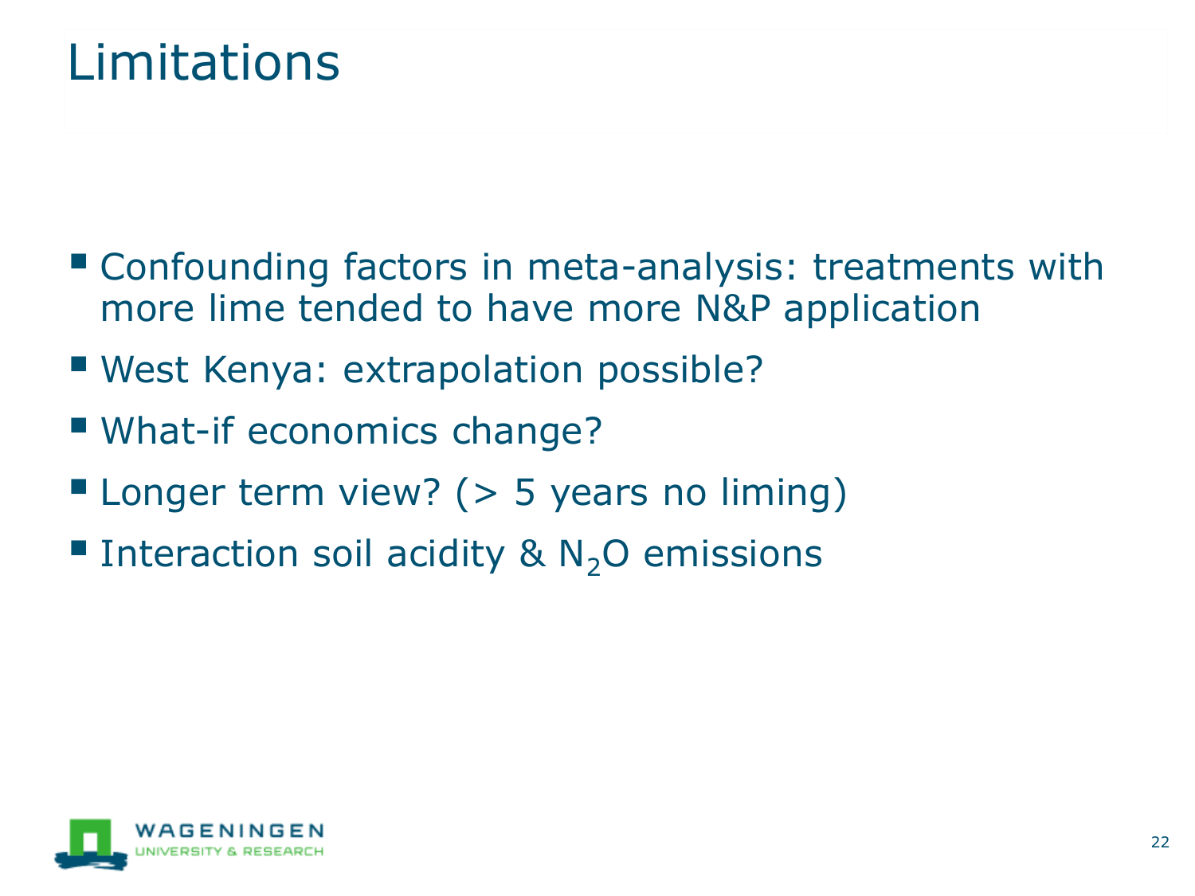# Limitations

- Confounding factors in meta-analysis: treatments with more lime tended to have more N&P application
- West Kenya: extrapolation possible?
- What-if economics change?
- Longer term view? (> 5 years no liming)
- Interaction soil acidity & $N_2O$ emissions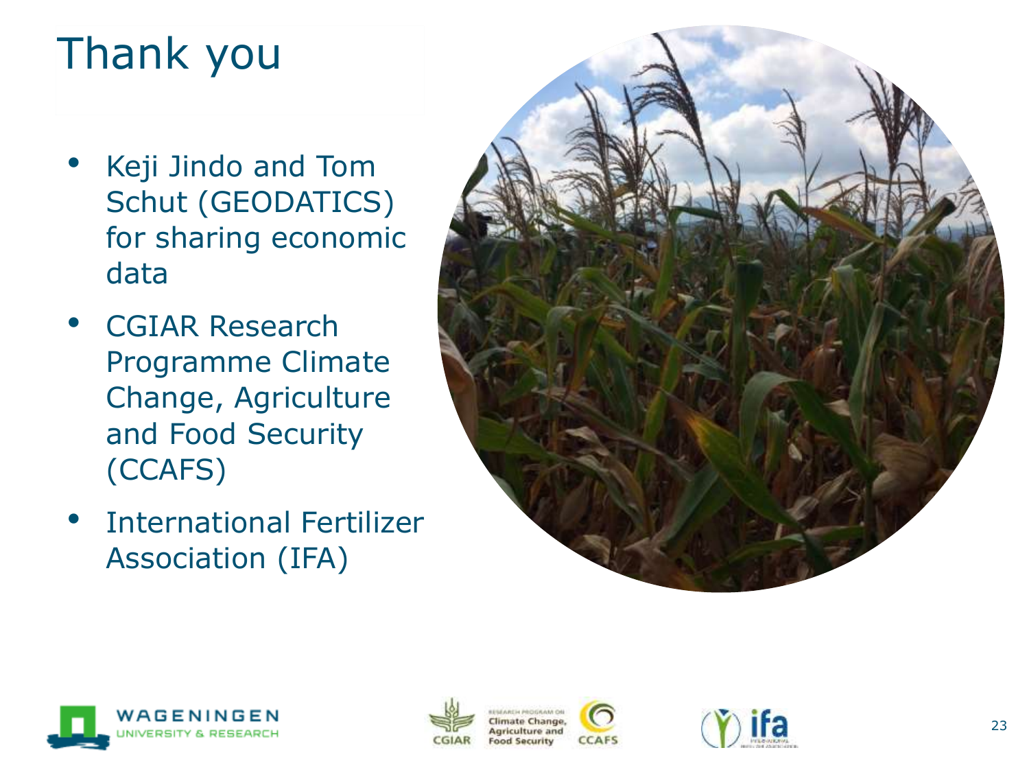# Thank you

- Keji Jindo and Tom Schut (GEODATICS) for sharing economic data
- CGIAR Research Programme Climate Change, Agriculture and Food Security (CCAFS)
- International Fertilizer Association (IFA)